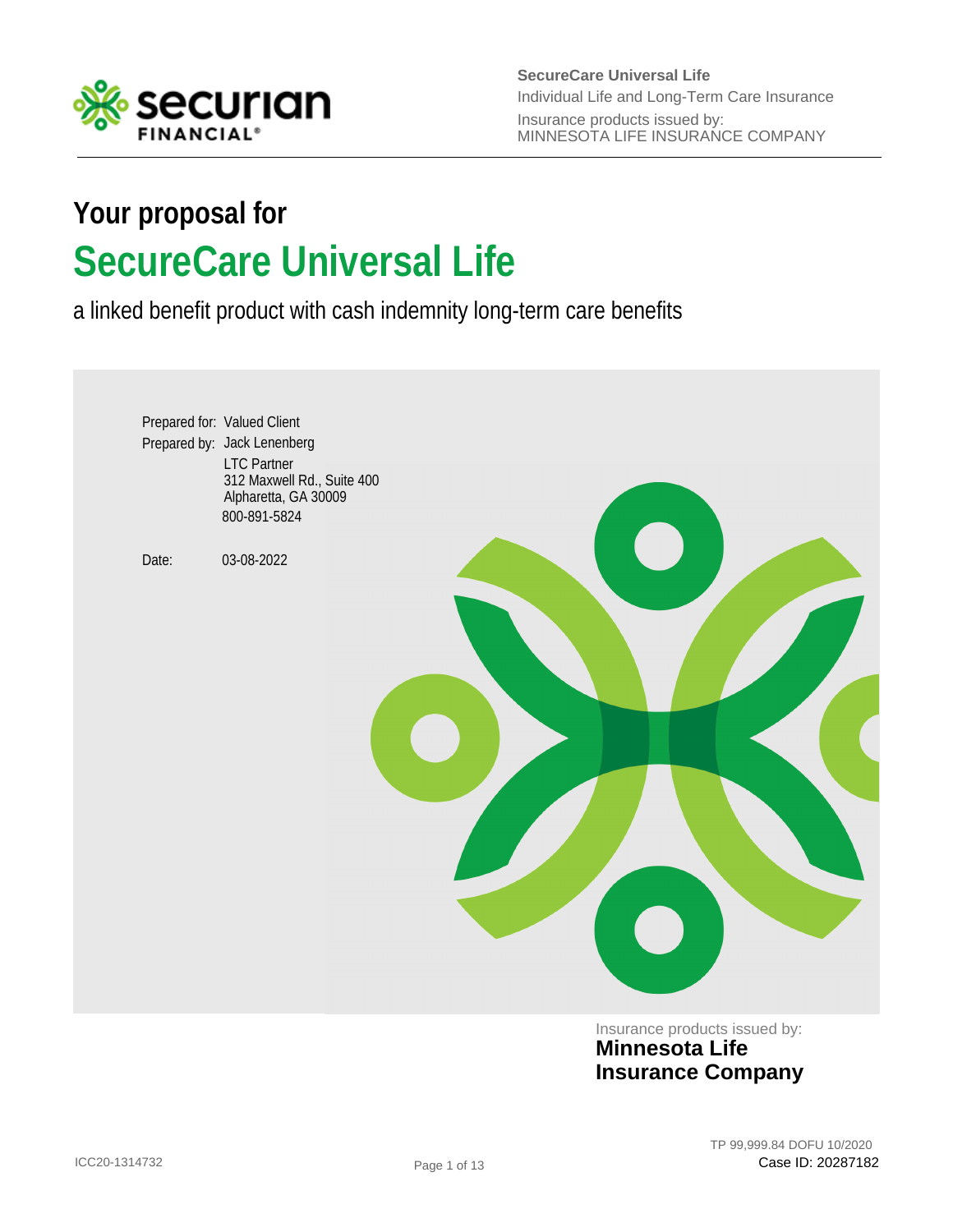SecureCare Universal Life
Individual Life and Long-Term Care Insurance
Insurance products issued by:
MINNESOTA LIFE INSURANCE COMPANY

## Your proposal for

# SecureCare Universal Life

a linked benefit product with cash indemnity long-term care benefits

Prepared for: Valued Client
Prepared by: Jack Lenenberg
LTC Partner
312 Maxwell Rd., Suite 400
Alpharetta, GA 30009
800-891-5824

Date: 03-08-2022

Insurance products issued by:
**Minnesota Life Insurance Company**

ICC20-1314732

TP 99,999.84 DOFU 10/2020
Case ID: 20287182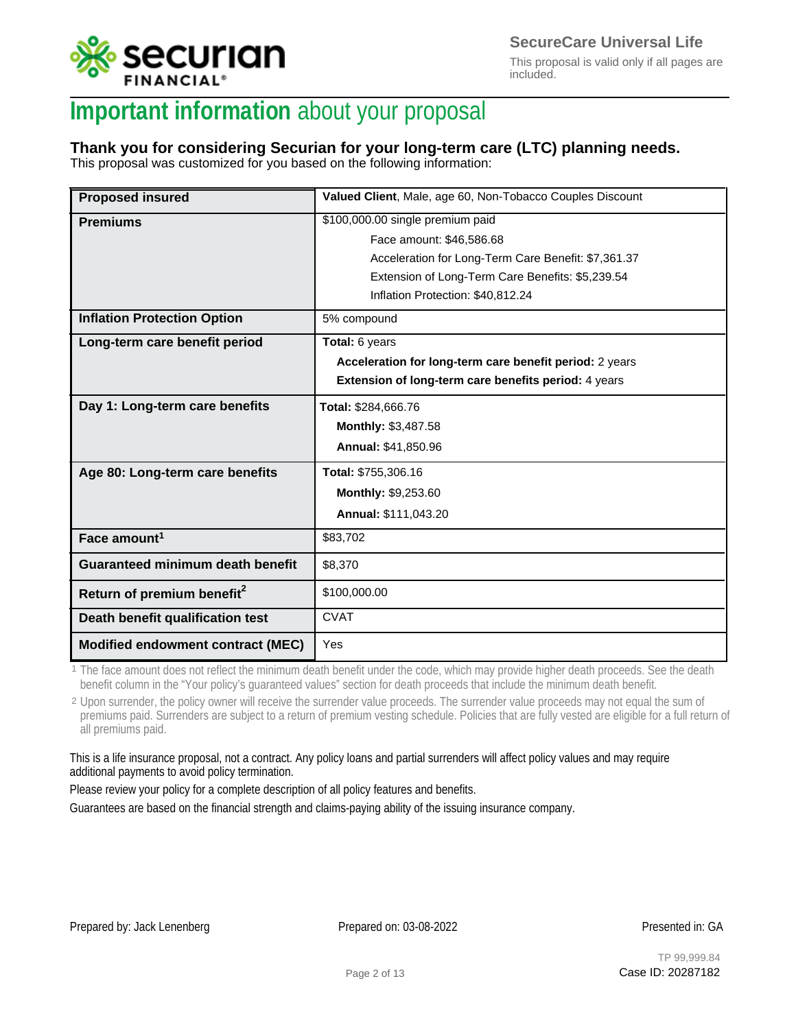# **Important information** about your proposal

### Thank you for considering Securian for your long-term care (LTC) planning needs.

This proposal was customized for you based on the following information:

| | |
|---|---|
| **Proposed insured** | **Valued Client**, Male, age 60, Non-Tobacco Couples Discount |
| **Premiums** | $100,000.00 single premium paid<br>Face amount: $46,586.68<br>Acceleration for Long-Term Care Benefit: $7,361.37<br>Extension of Long-Term Care Benefits: $5,239.54<br>Inflation Protection: $40,812.24 |
| **Inflation Protection Option** | 5% compound |
| **Long-term care benefit period** | **Total:** 6 years<br>**Acceleration for long-term care benefit period:** 2 years<br>**Extension of long-term care benefits period:** 4 years |
| **Day 1: Long-term care benefits** | **Total:** $284,666.76<br>**Monthly:** $3,487.58<br>**Annual:** $41,850.96 |
| **Age 80: Long-term care benefits** | **Total:** $755,306.16<br>**Monthly:** $9,253.60<br>**Annual:** $111,043.20 |
| **Face amount**[1] | $83,702 |
| **Guaranteed minimum death benefit** | $8,370 |
| **Return of premium benefit**[2] | $100,000.00 |
| **Death benefit qualification test** | CVAT |
| **Modified endowment contract (MEC)** | Yes |

1 The face amount does not reflect the minimum death benefit under the code, which may provide higher death proceeds. See the death benefit column in the "Your policy's guaranteed values" section for death proceeds that include the minimum death benefit.

2 Upon surrender, the policy owner will receive the surrender value proceeds. The surrender value proceeds may not equal the sum of premiums paid. Surrenders are subject to a return of premium vesting schedule. Policies that are fully vested are eligible for a full return of all premiums paid.

This is a life insurance proposal, not a contract. Any policy loans and partial surrenders will affect policy values and may require additional payments to avoid policy termination.

Please review your policy for a complete description of all policy features and benefits.

Guarantees are based on the financial strength and claims-paying ability of the issuing insurance company.

Prepared by: Jack Lenenberg | Prepared on: 03-08-2022 | Presented in: GA

TP 99,999.84

Case ID: 20287182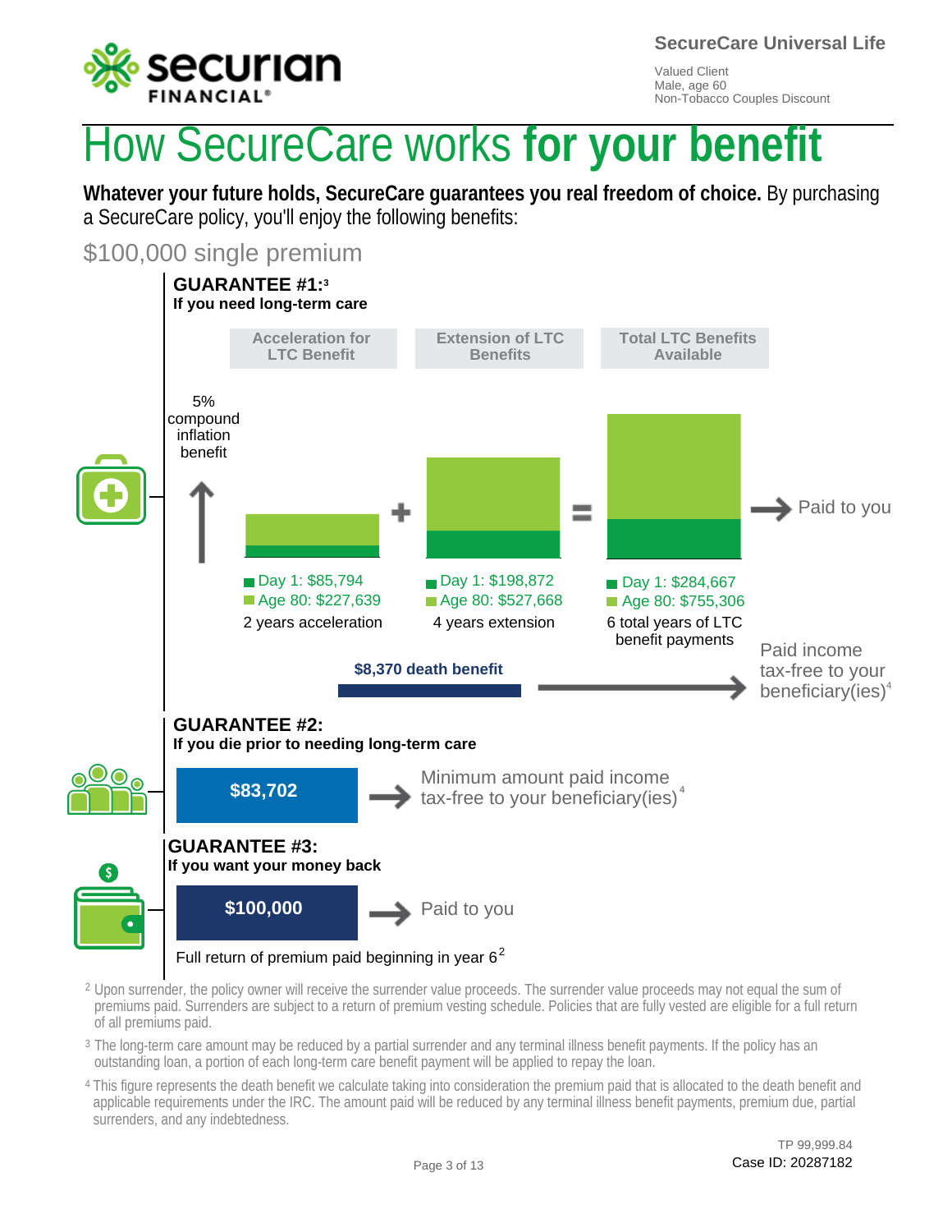SecureCare Universal Life

Valued Client
Male, age 60
Non-Tobacco Couples Discount

# How SecureCare works **for your benefit**

**Whatever your future holds, SecureCare guarantees you real freedom of choice.** By purchasing a SecureCare policy, you'll enjoy the following benefits:

## $100,000 single premium

### GUARANTEE #1:[3]
**If you need long-term care**

5% compound inflation benefit

| Acceleration for LTC Benefit | Extension of LTC Benefits | Total LTC Benefits Available |
|---|---|---|
| Day 1: $85,794 | Day 1: $198,872 | Day 1: $284,667 |
| Age 80: $227,639 | Age 80: $527,668 | Age 80: $755,306 |
| 2 years acceleration | 4 years extension | 6 total years of LTC benefit payments |

Acceleration for LTC Benefit + Extension of LTC Benefits = Total LTC Benefits Available → Paid to you

**$8,370 death benefit** → Paid income tax-free to your beneficiary(ies)[4]

### GUARANTEE #2:
**If you die prior to needing long-term care**

**$83,702** → Minimum amount paid income tax-free to your beneficiary(ies)[4]

### GUARANTEE #3:
**If you want your money back**

**$100,000** → Paid to you

Full return of premium paid beginning in year 6[2]

[2] Upon surrender, the policy owner will receive the surrender value proceeds. The surrender value proceeds may not equal the sum of premiums paid. Surrenders are subject to a return of premium vesting schedule. Policies that are fully vested are eligible for a full return of all premiums paid.

[3] The long-term care amount may be reduced by a partial surrender and any terminal illness benefit payments. If the policy has an outstanding loan, a portion of each long-term care benefit payment will be applied to repay the loan.

[4] This figure represents the death benefit we calculate taking into consideration the premium paid that is allocated to the death benefit and applicable requirements under the IRC. The amount paid will be reduced by any terminal illness benefit payments, premium due, partial surrenders, and any indebtedness.

TP 99,999.84
Case ID: 20287182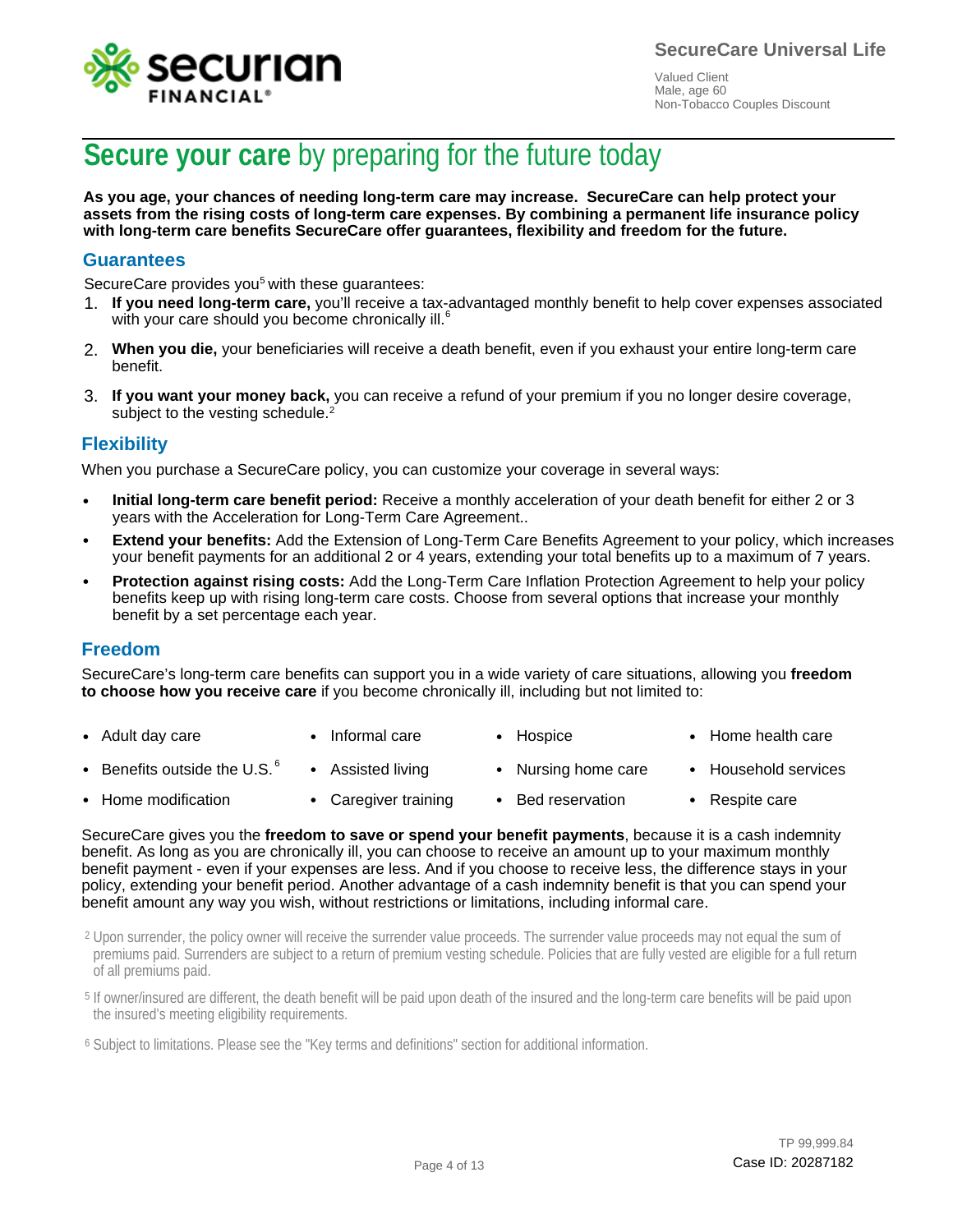# **Secure your care** by preparing for the future today

**As you age, your chances of needing long-term care may increase. SecureCare can help protect your assets from the rising costs of long-term care expenses. By combining a permanent life insurance policy with long-term care benefits SecureCare offer guarantees, flexibility and freedom for the future.**

## Guarantees

SecureCare provides you[5] with these guarantees:

1. **If you need long-term care,** you'll receive a tax-advantaged monthly benefit to help cover expenses associated with your care should you become chronically ill.[6]
2. **When you die,** your beneficiaries will receive a death benefit, even if you exhaust your entire long-term care benefit.
3. **If you want your money back,** you can receive a refund of your premium if you no longer desire coverage, subject to the vesting schedule.[2]

## Flexibility

When you purchase a SecureCare policy, you can customize your coverage in several ways:

- **Initial long-term care benefit period:** Receive a monthly acceleration of your death benefit for either 2 or 3 years with the Acceleration for Long-Term Care Agreement..
- **Extend your benefits:** Add the Extension of Long-Term Care Benefits Agreement to your policy, which increases your benefit payments for an additional 2 or 4 years, extending your total benefits up to a maximum of 7 years.
- **Protection against rising costs:** Add the Long-Term Care Inflation Protection Agreement to help your policy benefits keep up with rising long-term care costs. Choose from several options that increase your monthly benefit by a set percentage each year.

## Freedom

SecureCare's long-term care benefits can support you in a wide variety of care situations, allowing you **freedom to choose how you receive care** if you become chronically ill, including but not limited to:

- Adult day care
- Informal care
- Hospice
- Home health care
- Benefits outside the U.S.[6]
- Assisted living
- Nursing home care
- Household services
- Home modification
- Caregiver training
- Bed reservation
- Respite care

SecureCare gives you the **freedom to save or spend your benefit payments**, because it is a cash indemnity benefit. As long as you are chronically ill, you can choose to receive an amount up to your maximum monthly benefit payment - even if your expenses are less. And if you choose to receive less, the difference stays in your policy, extending your benefit period. Another advantage of a cash indemnity benefit is that you can spend your benefit amount any way you wish, without restrictions or limitations, including informal care.

[2] Upon surrender, the policy owner will receive the surrender value proceeds. The surrender value proceeds may not equal the sum of premiums paid. Surrenders are subject to a return of premium vesting schedule. Policies that are fully vested are eligible for a full return of all premiums paid.

[5] If owner/insured are different, the death benefit will be paid upon death of the insured and the long-term care benefits will be paid upon the insured's meeting eligibility requirements.

[6] Subject to limitations. Please see the "Key terms and definitions" section for additional information.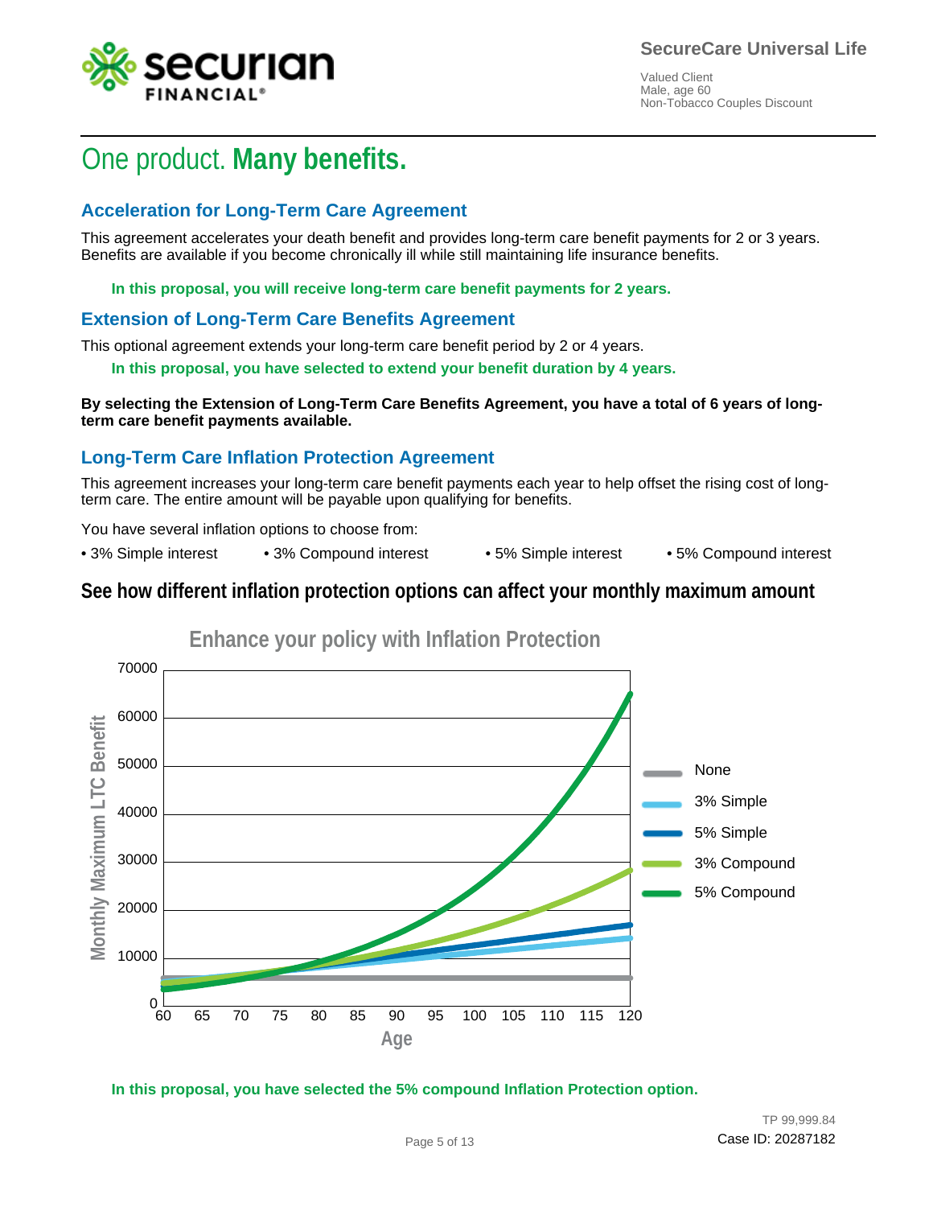**SecureCare Universal Life**

Valued Client
Male, age 60
Non-Tobacco Couples Discount

# One product. **Many benefits.**

## Acceleration for Long-Term Care Agreement

This agreement accelerates your death benefit and provides long-term care benefit payments for 2 or 3 years. Benefits are available if you become chronically ill while still maintaining life insurance benefits.

**In this proposal, you will receive long-term care benefit payments for 2 years.**

## Extension of Long-Term Care Benefits Agreement

This optional agreement extends your long-term care benefit period by 2 or 4 years.

**In this proposal, you have selected to extend your benefit duration by 4 years.**

**By selecting the Extension of Long-Term Care Benefits Agreement, you have a total of 6 years of long-term care benefit payments available.**

## Long-Term Care Inflation Protection Agreement

This agreement increases your long-term care benefit payments each year to help offset the rising cost of long-term care. The entire amount will be payable upon qualifying for benefits.

You have several inflation options to choose from:

- 3% Simple interest
- 3% Compound interest
- 5% Simple interest
- 5% Compound interest

## See how different inflation protection options can affect your monthly maximum amount

Enhance your policy with Inflation Protection

Monthly Maximum LTC Benefit (0–70000) vs. Age (60–120). Legend: None, 3% Simple, 5% Simple, 3% Compound, 5% Compound

**In this proposal, you have selected the 5% compound Inflation Protection option.**

TP 99,999.84
Case ID: 20287182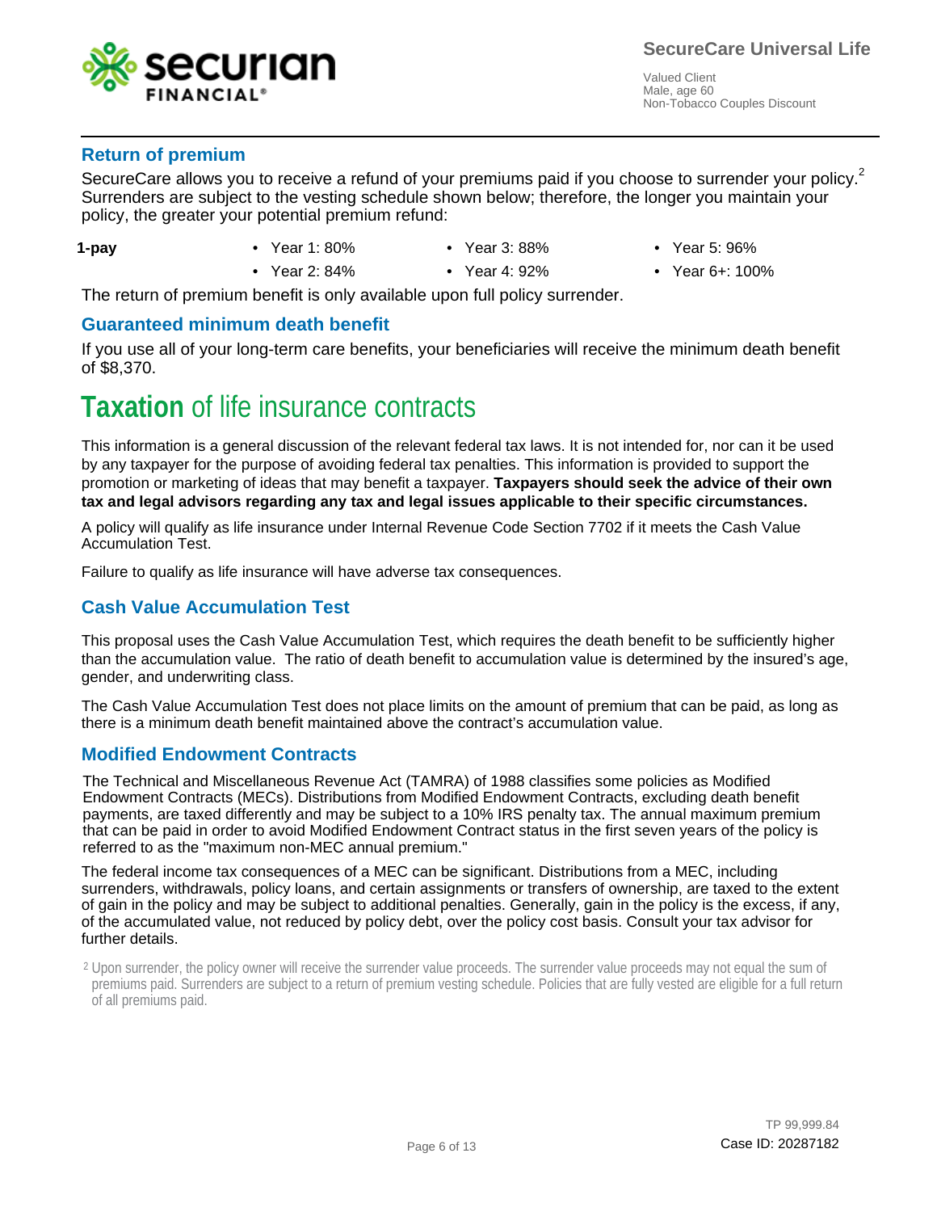## Return of premium

SecureCare allows you to receive a refund of your premiums paid if you choose to surrender your policy.[2] Surrenders are subject to the vesting schedule shown below; therefore, the longer you maintain your policy, the greater your potential premium refund:

**1-pay**

- Year 1: 80%
- Year 2: 84%
- Year 3: 88%
- Year 4: 92%
- Year 5: 96%
- Year 6+: 100%

The return of premium benefit is only available upon full policy surrender.

## Guaranteed minimum death benefit

If you use all of your long-term care benefits, your beneficiaries will receive the minimum death benefit of $8,370.

# Taxation of life insurance contracts

This information is a general discussion of the relevant federal tax laws. It is not intended for, nor can it be used by any taxpayer for the purpose of avoiding federal tax penalties. This information is provided to support the promotion or marketing of ideas that may benefit a taxpayer. **Taxpayers should seek the advice of their own tax and legal advisors regarding any tax and legal issues applicable to their specific circumstances.**

A policy will qualify as life insurance under Internal Revenue Code Section 7702 if it meets the Cash Value Accumulation Test.

Failure to qualify as life insurance will have adverse tax consequences.

## Cash Value Accumulation Test

This proposal uses the Cash Value Accumulation Test, which requires the death benefit to be sufficiently higher than the accumulation value. The ratio of death benefit to accumulation value is determined by the insured's age, gender, and underwriting class.

The Cash Value Accumulation Test does not place limits on the amount of premium that can be paid, as long as there is a minimum death benefit maintained above the contract's accumulation value.

## Modified Endowment Contracts

The Technical and Miscellaneous Revenue Act (TAMRA) of 1988 classifies some policies as Modified Endowment Contracts (MECs). Distributions from Modified Endowment Contracts, excluding death benefit payments, are taxed differently and may be subject to a 10% IRS penalty tax. The annual maximum premium that can be paid in order to avoid Modified Endowment Contract status in the first seven years of the policy is referred to as the "maximum non-MEC annual premium."

The federal income tax consequences of a MEC can be significant. Distributions from a MEC, including surrenders, withdrawals, policy loans, and certain assignments or transfers of ownership, are taxed to the extent of gain in the policy and may be subject to additional penalties. Generally, gain in the policy is the excess, if any, of the accumulated value, not reduced by policy debt, over the policy cost basis. Consult your tax advisor for further details.

[2] Upon surrender, the policy owner will receive the surrender value proceeds. The surrender value proceeds may not equal the sum of premiums paid. Surrenders are subject to a return of premium vesting schedule. Policies that are fully vested are eligible for a full return of all premiums paid.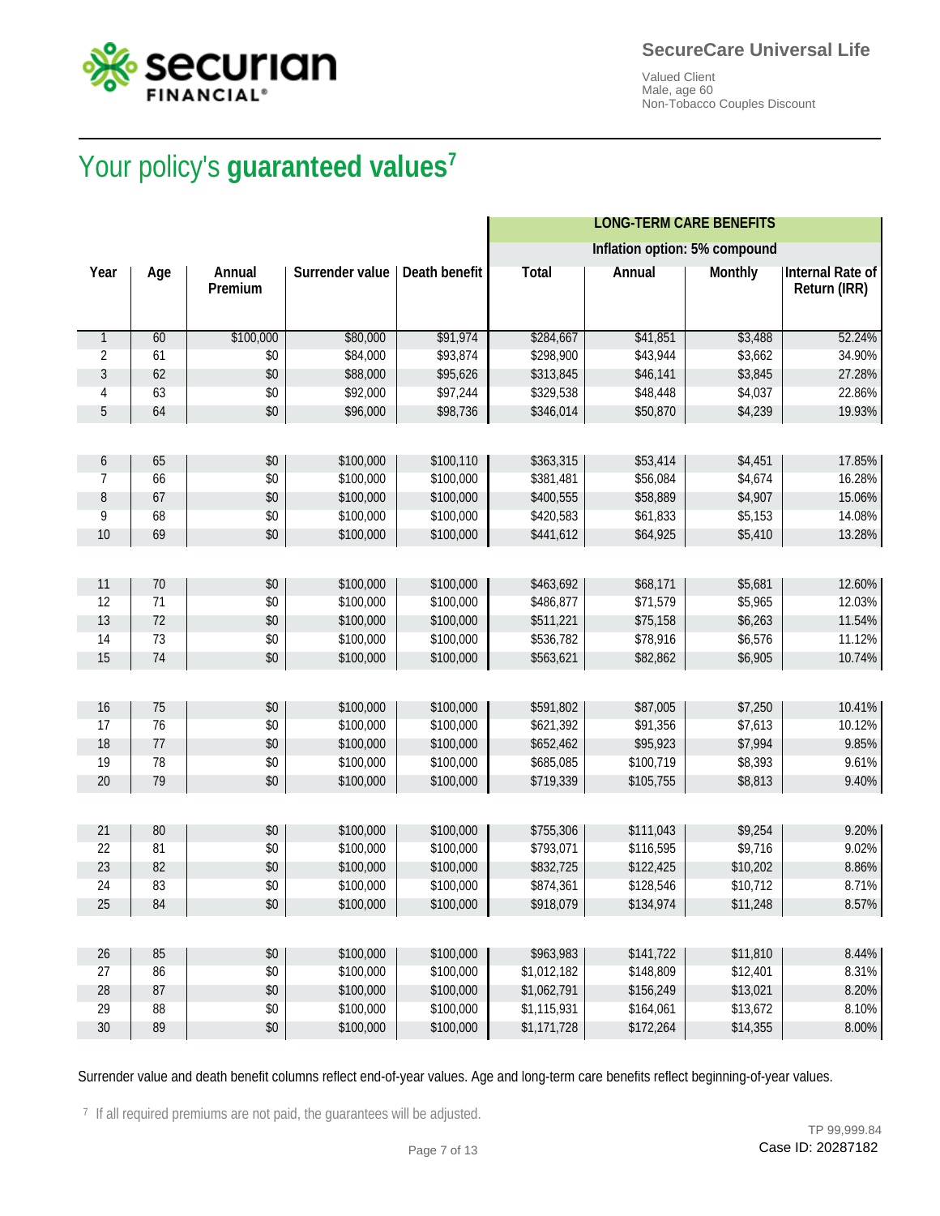SecureCare Universal Life

Valued Client
Male, age 60
Non-Tobacco Couples Discount

# Your policy's **guaranteed values**[7]

| | | | | | LONG-TERM CARE BENEFITS | | | |
|---|---|---|---|---|---|---|---|---|
| | | | | | Inflation option: 5% compound | | | |
| Year | Age | Annual Premium | Surrender value | Death benefit | Total | Annual | Monthly | Internal Rate of Return (IRR) |
| 1 | 60 | $100,000 | $80,000 | $91,974 | $284,667 | $41,851 | $3,488 | 52.24% |
| 2 | 61 | $0 | $84,000 | $93,874 | $298,900 | $43,944 | $3,662 | 34.90% |
| 3 | 62 | $0 | $88,000 | $95,626 | $313,845 | $46,141 | $3,845 | 27.28% |
| 4 | 63 | $0 | $92,000 | $97,244 | $329,538 | $48,448 | $4,037 | 22.86% |
| 5 | 64 | $0 | $96,000 | $98,736 | $346,014 | $50,870 | $4,239 | 19.93% |
| 6 | 65 | $0 | $100,000 | $100,110 | $363,315 | $53,414 | $4,451 | 17.85% |
| 7 | 66 | $0 | $100,000 | $100,000 | $381,481 | $56,084 | $4,674 | 16.28% |
| 8 | 67 | $0 | $100,000 | $100,000 | $400,555 | $58,889 | $4,907 | 15.06% |
| 9 | 68 | $0 | $100,000 | $100,000 | $420,583 | $61,833 | $5,153 | 14.08% |
| 10 | 69 | $0 | $100,000 | $100,000 | $441,612 | $64,925 | $5,410 | 13.28% |
| 11 | 70 | $0 | $100,000 | $100,000 | $463,692 | $68,171 | $5,681 | 12.60% |
| 12 | 71 | $0 | $100,000 | $100,000 | $486,877 | $71,579 | $5,965 | 12.03% |
| 13 | 72 | $0 | $100,000 | $100,000 | $511,221 | $75,158 | $6,263 | 11.54% |
| 14 | 73 | $0 | $100,000 | $100,000 | $536,782 | $78,916 | $6,576 | 11.12% |
| 15 | 74 | $0 | $100,000 | $100,000 | $563,621 | $82,862 | $6,905 | 10.74% |
| 16 | 75 | $0 | $100,000 | $100,000 | $591,802 | $87,005 | $7,250 | 10.41% |
| 17 | 76 | $0 | $100,000 | $100,000 | $621,392 | $91,356 | $7,613 | 10.12% |
| 18 | 77 | $0 | $100,000 | $100,000 | $652,462 | $95,923 | $7,994 | 9.85% |
| 19 | 78 | $0 | $100,000 | $100,000 | $685,085 | $100,719 | $8,393 | 9.61% |
| 20 | 79 | $0 | $100,000 | $100,000 | $719,339 | $105,755 | $8,813 | 9.40% |
| 21 | 80 | $0 | $100,000 | $100,000 | $755,306 | $111,043 | $9,254 | 9.20% |
| 22 | 81 | $0 | $100,000 | $100,000 | $793,071 | $116,595 | $9,716 | 9.02% |
| 23 | 82 | $0 | $100,000 | $100,000 | $832,725 | $122,425 | $10,202 | 8.86% |
| 24 | 83 | $0 | $100,000 | $100,000 | $874,361 | $128,546 | $10,712 | 8.71% |
| 25 | 84 | $0 | $100,000 | $100,000 | $918,079 | $134,974 | $11,248 | 8.57% |
| 26 | 85 | $0 | $100,000 | $100,000 | $963,983 | $141,722 | $11,810 | 8.44% |
| 27 | 86 | $0 | $100,000 | $100,000 | $1,012,182 | $148,809 | $12,401 | 8.31% |
| 28 | 87 | $0 | $100,000 | $100,000 | $1,062,791 | $156,249 | $13,021 | 8.20% |
| 29 | 88 | $0 | $100,000 | $100,000 | $1,115,931 | $164,061 | $13,672 | 8.10% |
| 30 | 89 | $0 | $100,000 | $100,000 | $1,171,728 | $172,264 | $14,355 | 8.00% |

Surrender value and death benefit columns reflect end-of-year values. Age and long-term care benefits reflect beginning-of-year values.

[7] If all required premiums are not paid, the guarantees will be adjusted.

TP 99,999.84
Case ID: 20287182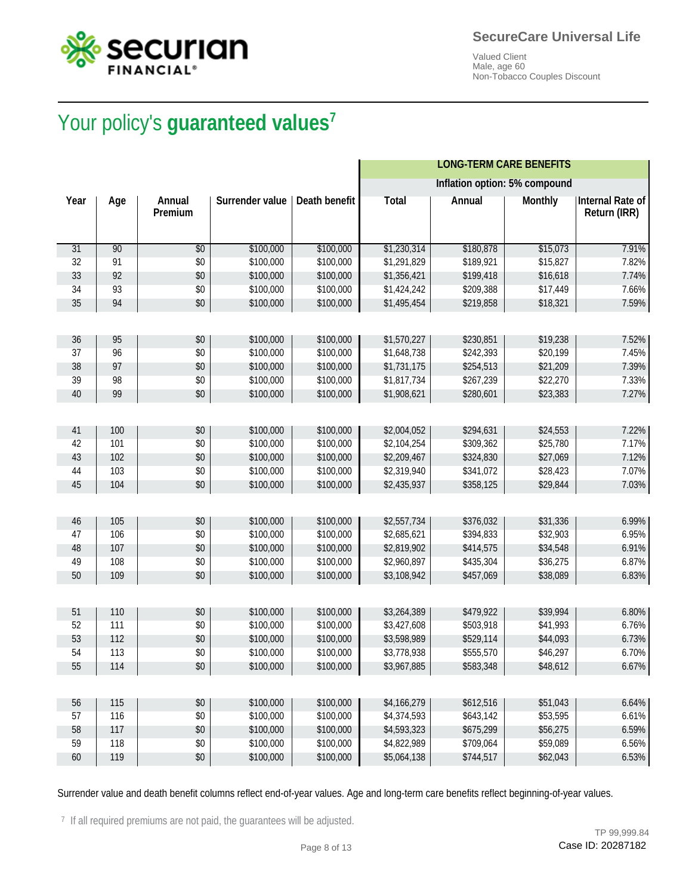SecureCare Universal Life

Valued Client
Male, age 60
Non-Tobacco Couples Discount

# Your policy's **guaranteed values**[7]

| Year | Age | Annual Premium | Surrender value | Death benefit | LONG-TERM CARE BENEFITS Inflation option: 5% compound | | | |
|---|---|---|---|---|---|---|---|---|
| | | | | | Total | Annual | Monthly | Internal Rate of Return (IRR) |
| 31 | 90 | $0 | $100,000 | $100,000 | $1,230,314 | $180,878 | $15,073 | 7.91% |
| 32 | 91 | $0 | $100,000 | $100,000 | $1,291,829 | $189,921 | $15,827 | 7.82% |
| 33 | 92 | $0 | $100,000 | $100,000 | $1,356,421 | $199,418 | $16,618 | 7.74% |
| 34 | 93 | $0 | $100,000 | $100,000 | $1,424,242 | $209,388 | $17,449 | 7.66% |
| 35 | 94 | $0 | $100,000 | $100,000 | $1,495,454 | $219,858 | $18,321 | 7.59% |
| 36 | 95 | $0 | $100,000 | $100,000 | $1,570,227 | $230,851 | $19,238 | 7.52% |
| 37 | 96 | $0 | $100,000 | $100,000 | $1,648,738 | $242,393 | $20,199 | 7.45% |
| 38 | 97 | $0 | $100,000 | $100,000 | $1,731,175 | $254,513 | $21,209 | 7.39% |
| 39 | 98 | $0 | $100,000 | $100,000 | $1,817,734 | $267,239 | $22,270 | 7.33% |
| 40 | 99 | $0 | $100,000 | $100,000 | $1,908,621 | $280,601 | $23,383 | 7.27% |
| 41 | 100 | $0 | $100,000 | $100,000 | $2,004,052 | $294,631 | $24,553 | 7.22% |
| 42 | 101 | $0 | $100,000 | $100,000 | $2,104,254 | $309,362 | $25,780 | 7.17% |
| 43 | 102 | $0 | $100,000 | $100,000 | $2,209,467 | $324,830 | $27,069 | 7.12% |
| 44 | 103 | $0 | $100,000 | $100,000 | $2,319,940 | $341,072 | $28,423 | 7.07% |
| 45 | 104 | $0 | $100,000 | $100,000 | $2,435,937 | $358,125 | $29,844 | 7.03% |
| 46 | 105 | $0 | $100,000 | $100,000 | $2,557,734 | $376,032 | $31,336 | 6.99% |
| 47 | 106 | $0 | $100,000 | $100,000 | $2,685,621 | $394,833 | $32,903 | 6.95% |
| 48 | 107 | $0 | $100,000 | $100,000 | $2,819,902 | $414,575 | $34,548 | 6.91% |
| 49 | 108 | $0 | $100,000 | $100,000 | $2,960,897 | $435,304 | $36,275 | 6.87% |
| 50 | 109 | $0 | $100,000 | $100,000 | $3,108,942 | $457,069 | $38,089 | 6.83% |
| 51 | 110 | $0 | $100,000 | $100,000 | $3,264,389 | $479,922 | $39,994 | 6.80% |
| 52 | 111 | $0 | $100,000 | $100,000 | $3,427,608 | $503,918 | $41,993 | 6.76% |
| 53 | 112 | $0 | $100,000 | $100,000 | $3,598,989 | $529,114 | $44,093 | 6.73% |
| 54 | 113 | $0 | $100,000 | $100,000 | $3,778,938 | $555,570 | $46,297 | 6.70% |
| 55 | 114 | $0 | $100,000 | $100,000 | $3,967,885 | $583,348 | $48,612 | 6.67% |
| 56 | 115 | $0 | $100,000 | $100,000 | $4,166,279 | $612,516 | $51,043 | 6.64% |
| 57 | 116 | $0 | $100,000 | $100,000 | $4,374,593 | $643,142 | $53,595 | 6.61% |
| 58 | 117 | $0 | $100,000 | $100,000 | $4,593,323 | $675,299 | $56,275 | 6.59% |
| 59 | 118 | $0 | $100,000 | $100,000 | $4,822,989 | $709,064 | $59,089 | 6.56% |
| 60 | 119 | $0 | $100,000 | $100,000 | $5,064,138 | $744,517 | $62,043 | 6.53% |

Surrender value and death benefit columns reflect end-of-year values. Age and long-term care benefits reflect beginning-of-year values.

[7] If all required premiums are not paid, the guarantees will be adjusted.

TP 99,999.84
Case ID: 20287182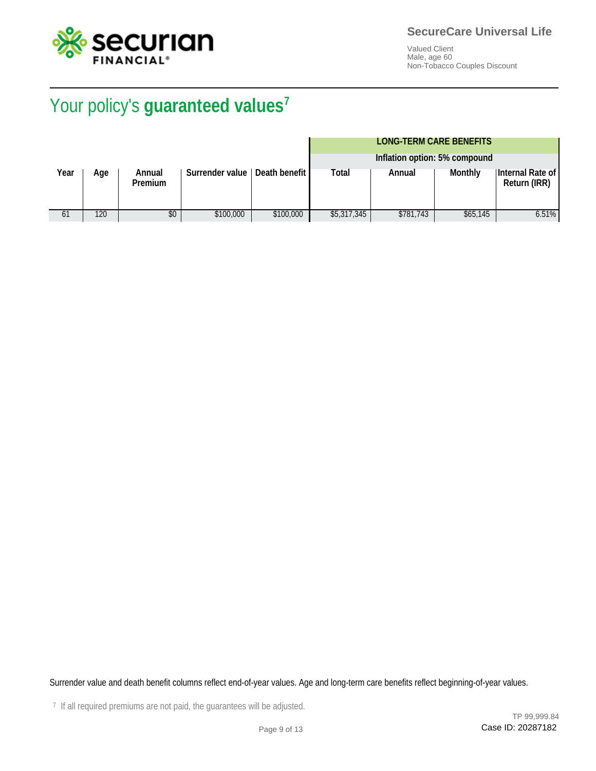# Your policy's **guaranteed values**[7]

| Year | Age | Annual Premium | Surrender value | Death benefit | LONG-TERM CARE BENEFITS Inflation option: 5% compound | | | |
|---|---|---|---|---|---|---|---|---|
| | | | | | Total | Annual | Monthly | Internal Rate of Return (IRR) |
| 61 | 120 | $0 | $100,000 | $100,000 | $5,317,345 | $781,743 | $65,145 | 6.51% |

Surrender value and death benefit columns reflect end-of-year values. Age and long-term care benefits reflect beginning-of-year values.

[7] If all required premiums are not paid, the guarantees will be adjusted.

TP 99,999.84
Case ID: 20287182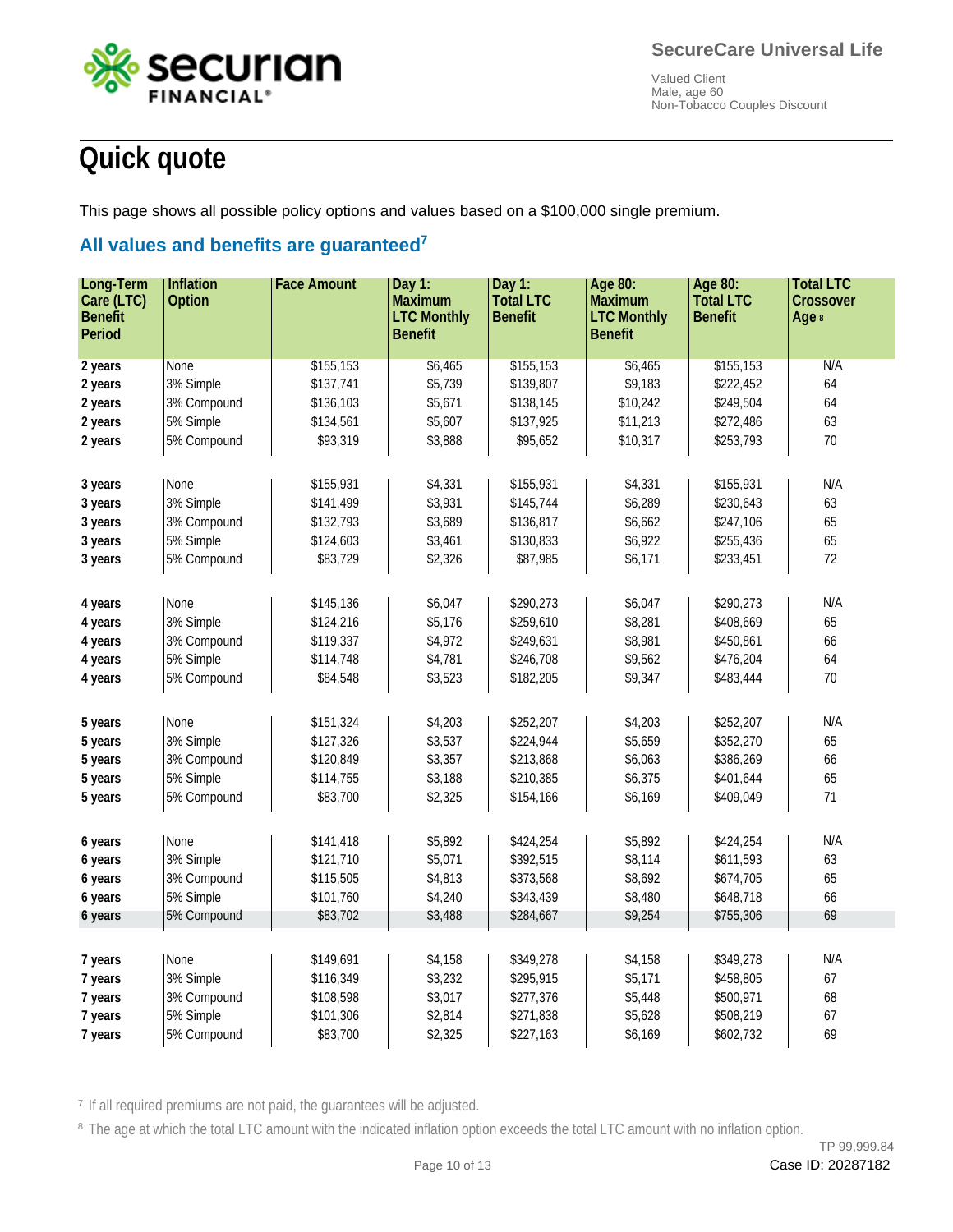SecureCare Universal Life

Valued Client
Male, age 60
Non-Tobacco Couples Discount

# Quick quote

This page shows all possible policy options and values based on a $100,000 single premium.

## All values and benefits are guaranteed[7]

| Long-Term Care (LTC) Benefit Period | Inflation Option | Face Amount | Day 1: Maximum LTC Monthly Benefit | Day 1: Total LTC Benefit | Age 80: Maximum LTC Monthly Benefit | Age 80: Total LTC Benefit | Total LTC Crossover Age [8] |
|---|---|---|---|---|---|---|---|
| **2 years** | None | $155,153 | $6,465 | $155,153 | $6,465 | $155,153 | N/A |
| **2 years** | 3% Simple | $137,741 | $5,739 | $139,807 | $9,183 | $222,452 | 64 |
| **2 years** | 3% Compound | $136,103 | $5,671 | $138,145 | $10,242 | $249,504 | 64 |
| **2 years** | 5% Simple | $134,561 | $5,607 | $137,925 | $11,213 | $272,486 | 63 |
| **2 years** | 5% Compound | $93,319 | $3,888 | $95,652 | $10,317 | $253,793 | 70 |
| **3 years** | None | $155,931 | $4,331 | $155,931 | $4,331 | $155,931 | N/A |
| **3 years** | 3% Simple | $141,499 | $3,931 | $145,744 | $6,289 | $230,643 | 63 |
| **3 years** | 3% Compound | $132,793 | $3,689 | $136,817 | $6,662 | $247,106 | 65 |
| **3 years** | 5% Simple | $124,603 | $3,461 | $130,833 | $6,922 | $255,436 | 65 |
| **3 years** | 5% Compound | $83,729 | $2,326 | $87,985 | $6,171 | $233,451 | 72 |
| **4 years** | None | $145,136 | $6,047 | $290,273 | $6,047 | $290,273 | N/A |
| **4 years** | 3% Simple | $124,216 | $5,176 | $259,610 | $8,281 | $408,669 | 65 |
| **4 years** | 3% Compound | $119,337 | $4,972 | $249,631 | $8,981 | $450,861 | 66 |
| **4 years** | 5% Simple | $114,748 | $4,781 | $246,708 | $9,562 | $476,204 | 64 |
| **4 years** | 5% Compound | $84,548 | $3,523 | $182,205 | $9,347 | $483,444 | 70 |
| **5 years** | None | $151,324 | $4,203 | $252,207 | $4,203 | $252,207 | N/A |
| **5 years** | 3% Simple | $127,326 | $3,537 | $224,944 | $5,659 | $352,270 | 65 |
| **5 years** | 3% Compound | $120,849 | $3,357 | $213,868 | $6,063 | $386,269 | 66 |
| **5 years** | 5% Simple | $114,755 | $3,188 | $210,385 | $6,375 | $401,644 | 65 |
| **5 years** | 5% Compound | $83,700 | $2,325 | $154,166 | $6,169 | $409,049 | 71 |
| **6 years** | None | $141,418 | $5,892 | $424,254 | $5,892 | $424,254 | N/A |
| **6 years** | 3% Simple | $121,710 | $5,071 | $392,515 | $8,114 | $611,593 | 63 |
| **6 years** | 3% Compound | $115,505 | $4,813 | $373,568 | $8,692 | $674,705 | 65 |
| **6 years** | 5% Simple | $101,760 | $4,240 | $343,439 | $8,480 | $648,718 | 66 |
| **6 years** | 5% Compound | $83,702 | $3,488 | $284,667 | $9,254 | $755,306 | 69 |
| **7 years** | None | $149,691 | $4,158 | $349,278 | $4,158 | $349,278 | N/A |
| **7 years** | 3% Simple | $116,349 | $3,232 | $295,915 | $5,171 | $458,805 | 67 |
| **7 years** | 3% Compound | $108,598 | $3,017 | $277,376 | $5,448 | $500,971 | 68 |
| **7 years** | 5% Simple | $101,306 | $2,814 | $271,838 | $5,628 | $508,219 | 67 |
| **7 years** | 5% Compound | $83,700 | $2,325 | $227,163 | $6,169 | $602,732 | 69 |

[7] If all required premiums are not paid, the guarantees will be adjusted.

[8] The age at which the total LTC amount with the indicated inflation option exceeds the total LTC amount with no inflation option.

TP 99,999.84

Case ID: 20287182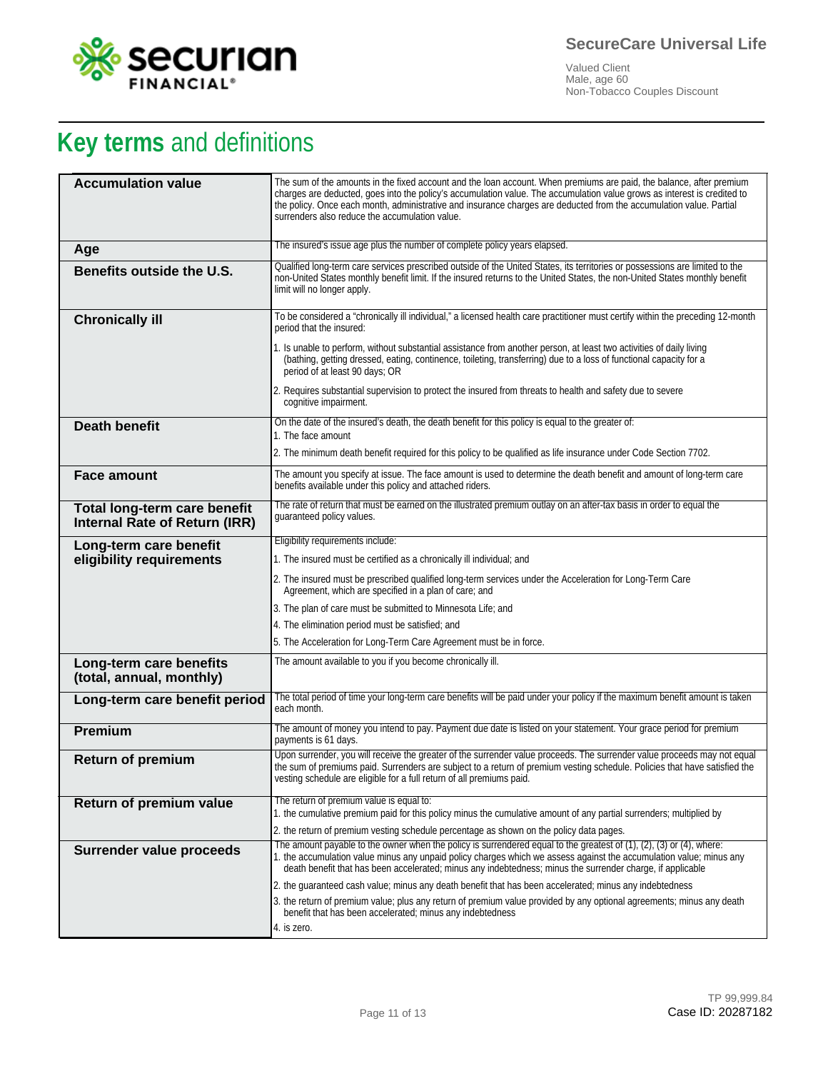SecureCare Universal Life

Valued Client
Male, age 60
Non-Tobacco Couples Discount

# **Key terms** and definitions

| Term | Definition |
|---|---|
| **Accumulation value** | The sum of the amounts in the fixed account and the loan account. When premiums are paid, the balance, after premium charges are deducted, goes into the policy's accumulation value. The accumulation value grows as interest is credited to the policy. Once each month, administrative and insurance charges are deducted from the accumulation value. Partial surrenders also reduce the accumulation value. |
| **Age** | The insured's issue age plus the number of complete policy years elapsed. |
| **Benefits outside the U.S.** | Qualified long-term care services prescribed outside of the United States, its territories or possessions are limited to the non-United States monthly benefit limit. If the insured returns to the United States, the non-United States monthly benefit limit will no longer apply. |
| **Chronically ill** | To be considered a "chronically ill individual," a licensed health care practitioner must certify within the preceding 12-month period that the insured:<br><br>1. Is unable to perform, without substantial assistance from another person, at least two activities of daily living (bathing, getting dressed, eating, continence, toileting, transferring) due to a loss of functional capacity for a period of at least 90 days; OR<br><br>2. Requires substantial supervision to protect the insured from threats to health and safety due to severe cognitive impairment. |
| **Death benefit** | On the date of the insured's death, the death benefit for this policy is equal to the greater of:<br>1. The face amount<br>2. The minimum death benefit required for this policy to be qualified as life insurance under Code Section 7702. |
| **Face amount** | The amount you specify at issue. The face amount is used to determine the death benefit and amount of long-term care benefits available under this policy and attached riders. |
| **Total long-term care benefit Internal Rate of Return (IRR)** | The rate of return that must be earned on the illustrated premium outlay on an after-tax basis in order to equal the guaranteed policy values. |
| **Long-term care benefit eligibility requirements** | Eligibility requirements include:<br>1. The insured must be certified as a chronically ill individual; and<br>2. The insured must be prescribed qualified long-term services under the Acceleration for Long-Term Care Agreement, which are specified in a plan of care; and<br>3. The plan of care must be submitted to Minnesota Life; and<br>4. The elimination period must be satisfied; and<br>5. The Acceleration for Long-Term Care Agreement must be in force. |
| **Long-term care benefits (total, annual, monthly)** | The amount available to you if you become chronically ill. |
| **Long-term care benefit period** | The total period of time your long-term care benefits will be paid under your policy if the maximum benefit amount is taken each month. |
| **Premium** | The amount of money you intend to pay. Payment due date is listed on your statement. Your grace period for premium payments is 61 days. |
| **Return of premium** | Upon surrender, you will receive the greater of the surrender value proceeds. The surrender value proceeds may not equal the sum of premiums paid. Surrenders are subject to a return of premium vesting schedule. Policies that have satisfied the vesting schedule are eligible for a full return of all premiums paid. |
| **Return of premium value** | The return of premium value is equal to:<br>1. the cumulative premium paid for this policy minus the cumulative amount of any partial surrenders; multiplied by<br>2. the return of premium vesting schedule percentage as shown on the policy data pages. |
| **Surrender value proceeds** | The amount payable to the owner when the policy is surrendered equal to the greatest of (1), (2), (3) or (4), where:<br>1. the accumulation value minus any unpaid policy charges which we assess against the accumulation value; minus any death benefit that has been accelerated; minus any indebtedness; minus the surrender charge, if applicable<br>2. the guaranteed cash value; minus any death benefit that has been accelerated; minus any indebtedness<br>3. the return of premium value; plus any return of premium value provided by any optional agreements; minus any death benefit that has been accelerated; minus any indebtedness<br>4. is zero. |

TP 99,999.84
Case ID: 20287182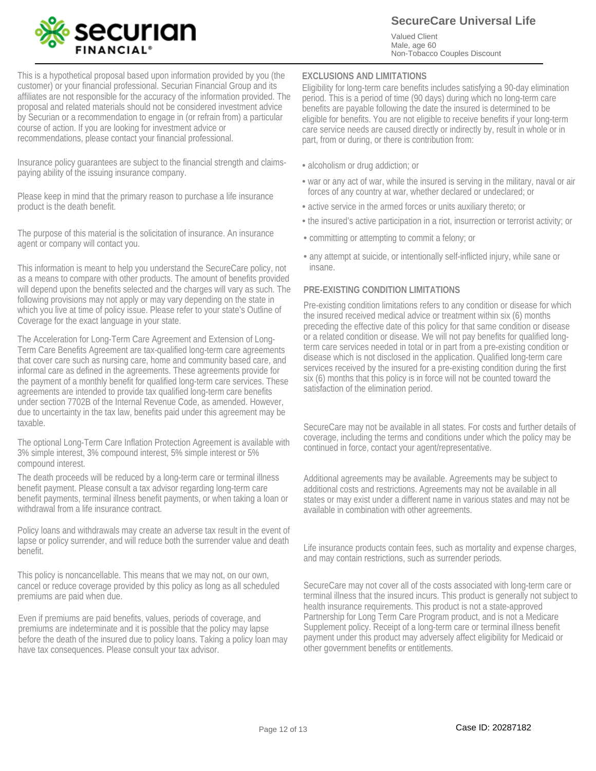## SecureCare Universal Life

Valued Client
Male, age 60
Non-Tobacco Couples Discount

This is a hypothetical proposal based upon information provided by you (the customer) or your financial professional. Securian Financial Group and its affiliates are not responsible for the accuracy of the information provided. The proposal and related materials should not be considered investment advice by Securian or a recommendation to engage in (or refrain from) a particular course of action. If you are looking for investment advice or recommendations, please contact your financial professional.

Insurance policy guarantees are subject to the financial strength and claims-paying ability of the issuing insurance company.

Please keep in mind that the primary reason to purchase a life insurance product is the death benefit.

The purpose of this material is the solicitation of insurance. An insurance agent or company will contact you.

This information is meant to help you understand the SecureCare policy, not as a means to compare with other products. The amount of benefits provided will depend upon the benefits selected and the charges will vary as such. The following provisions may not apply or may vary depending on the state in which you live at time of policy issue. Please refer to your state's Outline of Coverage for the exact language in your state.

The Acceleration for Long-Term Care Agreement and Extension of Long-Term Care Benefits Agreement are tax-qualified long-term care agreements that cover care such as nursing care, home and community based care, and informal care as defined in the agreements. These agreements provide for the payment of a monthly benefit for qualified long-term care services. These agreements are intended to provide tax qualified long-term care benefits under section 7702B of the Internal Revenue Code, as amended. However, due to uncertainty in the tax law, benefits paid under this agreement may be taxable.

The optional Long-Term Care Inflation Protection Agreement is available with 3% simple interest, 3% compound interest, 5% simple interest or 5% compound interest.

The death proceeds will be reduced by a long-term care or terminal illness benefit payment. Please consult a tax advisor regarding long-term care benefit payments, terminal illness benefit payments, or when taking a loan or withdrawal from a life insurance contract.

Policy loans and withdrawals may create an adverse tax result in the event of lapse or policy surrender, and will reduce both the surrender value and death benefit.

This policy is noncancellable. This means that we may not, on our own, cancel or reduce coverage provided by this policy as long as all scheduled premiums are paid when due.

Even if premiums are paid benefits, values, periods of coverage, and premiums are indeterminate and it is possible that the policy may lapse before the death of the insured due to policy loans. Taking a policy loan may have tax consequences. Please consult your tax advisor.

### EXCLUSIONS AND LIMITATIONS

Eligibility for long-term care benefits includes satisfying a 90-day elimination period. This is a period of time (90 days) during which no long-term care benefits are payable following the date the insured is determined to be eligible for benefits. You are not eligible to receive benefits if your long-term care service needs are caused directly or indirectly by, result in whole or in part, from or during, or there is contribution from:

- alcoholism or drug addiction; or
- war or any act of war, while the insured is serving in the military, naval or air forces of any country at war, whether declared or undeclared; or
- active service in the armed forces or units auxiliary thereto; or
- the insured's active participation in a riot, insurrection or terrorist activity; or
- committing or attempting to commit a felony; or
- any attempt at suicide, or intentionally self-inflicted injury, while sane or insane.

### PRE-EXISTING CONDITION LIMITATIONS

Pre-existing condition limitations refers to any condition or disease for which the insured received medical advice or treatment within six (6) months preceding the effective date of this policy for that same condition or disease or a related condition or disease. We will not pay benefits for qualified long-term care services needed in total or in part from a pre-existing condition or disease which is not disclosed in the application. Qualified long-term care services received by the insured for a pre-existing condition during the first six (6) months that this policy is in force will not be counted toward the satisfaction of the elimination period.

SecureCare may not be available in all states. For costs and further details of coverage, including the terms and conditions under which the policy may be continued in force, contact your agent/representative.

Additional agreements may be available. Agreements may be subject to additional costs and restrictions. Agreements may not be available in all states or may exist under a different name in various states and may not be available in combination with other agreements.

Life insurance products contain fees, such as mortality and expense charges, and may contain restrictions, such as surrender periods.

SecureCare may not cover all of the costs associated with long-term care or terminal illness that the insured incurs. This product is generally not subject to health insurance requirements. This product is not a state-approved Partnership for Long Term Care Program product, and is not a Medicare Supplement policy. Receipt of a long-term care or terminal illness benefit payment under this product may adversely affect eligibility for Medicaid or other government benefits or entitlements.

Case ID: 20287182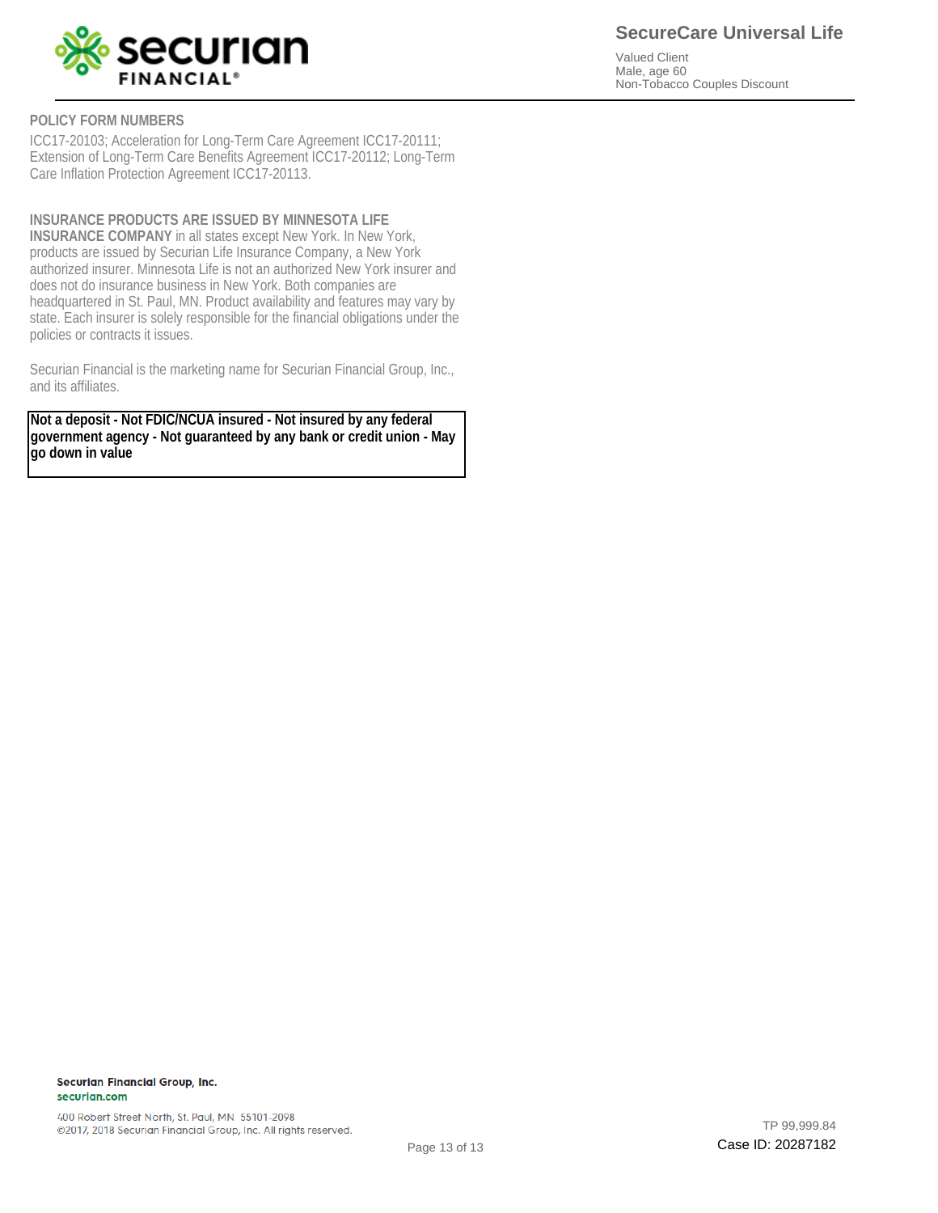## POLICY FORM NUMBERS

ICC17-20103; Acceleration for Long-Term Care Agreement ICC17-20111; Extension of Long-Term Care Benefits Agreement ICC17-20112; Long-Term Care Inflation Protection Agreement ICC17-20113.

**INSURANCE PRODUCTS ARE ISSUED BY MINNESOTA LIFE INSURANCE COMPANY** in all states except New York. In New York, products are issued by Securian Life Insurance Company, a New York authorized insurer. Minnesota Life is not an authorized New York insurer and does not do insurance business in New York. Both companies are headquartered in St. Paul, MN. Product availability and features may vary by state. Each insurer is solely responsible for the financial obligations under the policies or contracts it issues.

Securian Financial is the marketing name for Securian Financial Group, Inc., and its affiliates.

**Not a deposit - Not FDIC/NCUA insured - Not insured by any federal government agency - Not guaranteed by any bank or credit union - May go down in value**

**Securian Financial Group, Inc.**
securian.com

400 Robert Street North, St. Paul, MN 55101-2098
©2017, 2018 Securian Financial Group, Inc. All rights reserved.

TP 99,999.84
Case ID: 20287182